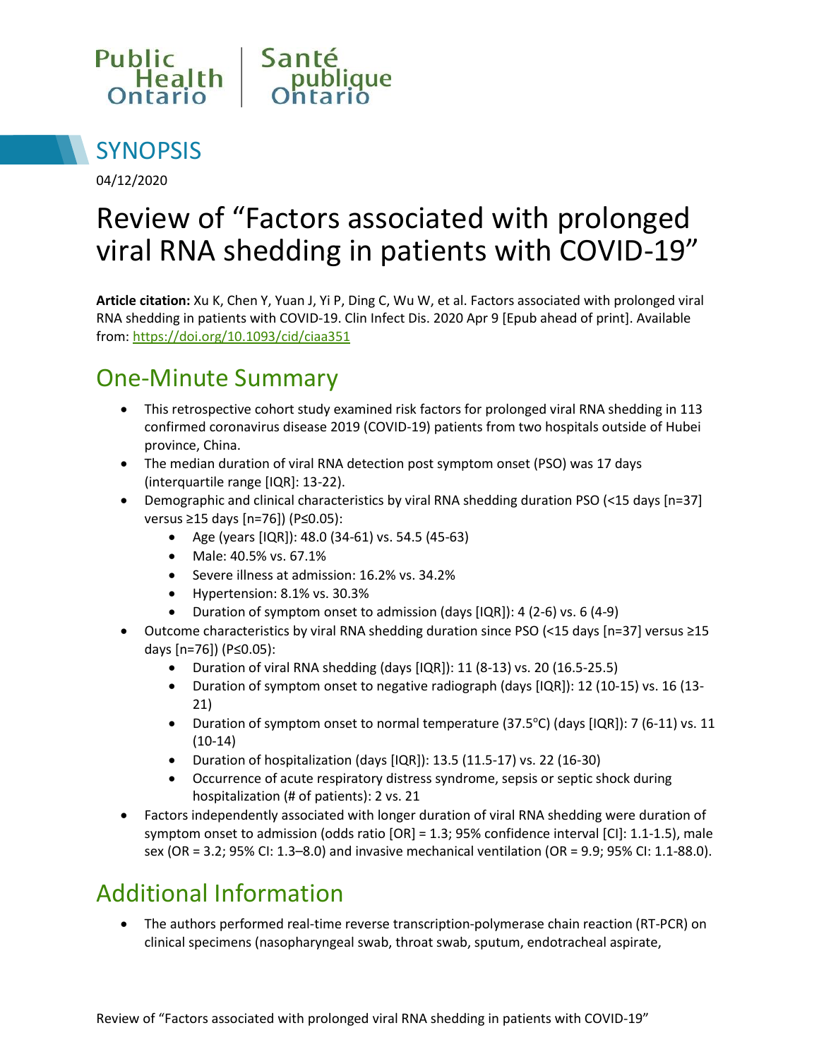Public Health Ontario | Santé publique Ontario

# SYNOPSIS

04/12/2020

# Review of "Factors associated with prolonged viral RNA shedding in patients with COVID-19"

**Article citation:** Xu K, Chen Y, Yuan J, Yi P, Ding C, Wu W, et al. Factors associated with prolonged viral RNA shedding in patients with COVID-19. Clin Infect Dis. 2020 Apr 9 [Epub ahead of print]. Available from: https://doi.org/10.1093/cid/ciaa351

## One-Minute Summary

- This retrospective cohort study examined risk factors for prolonged viral RNA shedding in 113 confirmed coronavirus disease 2019 (COVID-19) patients from two hospitals outside of Hubei province, China.
- The median duration of viral RNA detection post symptom onset (PSO) was 17 days (interquartile range [IQR]: 13-22).
- Demographic and clinical characteristics by viral RNA shedding duration PSO (<15 days [n=37] versus ≥15 days [n=76]) (P≤0.05):
  - Age (years [IQR]): 48.0 (34-61) vs. 54.5 (45-63)
  - Male: 40.5% vs. 67.1%
  - Severe illness at admission: 16.2% vs. 34.2%
  - Hypertension: 8.1% vs. 30.3%
  - Duration of symptom onset to admission (days [IQR]): 4 (2-6) vs. 6 (4-9)
- Outcome characteristics by viral RNA shedding duration since PSO (<15 days [n=37] versus ≥15 days [n=76]) (P≤0.05):
  - Duration of viral RNA shedding (days [IQR]): 11 (8-13) vs. 20 (16.5-25.5)
  - Duration of symptom onset to negative radiograph (days [IQR]): 12 (10-15) vs. 16 (13-21)
  - Duration of symptom onset to normal temperature (37.5°C) (days [IQR]): 7 (6-11) vs. 11 (10-14)
  - Duration of hospitalization (days [IQR]): 13.5 (11.5-17) vs. 22 (16-30)
  - Occurrence of acute respiratory distress syndrome, sepsis or septic shock during hospitalization (# of patients): 2 vs. 21
- Factors independently associated with longer duration of viral RNA shedding were duration of symptom onset to admission (odds ratio [OR] = 1.3; 95% confidence interval [CI]: 1.1-1.5), male sex (OR = 3.2; 95% CI: 1.3–8.0) and invasive mechanical ventilation (OR = 9.9; 95% CI: 1.1-88.0).

## Additional Information

- The authors performed real-time reverse transcription-polymerase chain reaction (RT-PCR) on clinical specimens (nasopharyngeal swab, throat swab, sputum, endotracheal aspirate,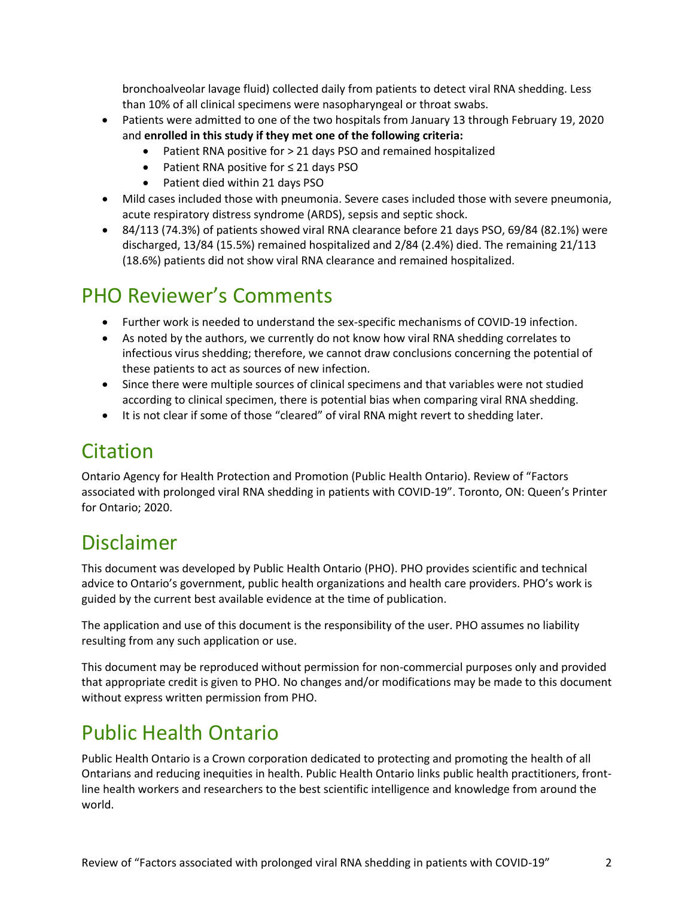bronchoalveolar lavage fluid) collected daily from patients to detect viral RNA shedding. Less than 10% of all clinical specimens were nasopharyngeal or throat swabs.

- Patients were admitted to one of the two hospitals from January 13 through February 19, 2020 and **enrolled in this study if they met one of the following criteria:**
    - Patient RNA positive for > 21 days PSO and remained hospitalized
    - Patient RNA positive for ≤ 21 days PSO
    - Patient died within 21 days PSO
- Mild cases included those with pneumonia. Severe cases included those with severe pneumonia, acute respiratory distress syndrome (ARDS), sepsis and septic shock.
- 84/113 (74.3%) of patients showed viral RNA clearance before 21 days PSO, 69/84 (82.1%) were discharged, 13/84 (15.5%) remained hospitalized and 2/84 (2.4%) died. The remaining 21/113 (18.6%) patients did not show viral RNA clearance and remained hospitalized.

## PHO Reviewer's Comments

- Further work is needed to understand the sex-specific mechanisms of COVID-19 infection.
- As noted by the authors, we currently do not know how viral RNA shedding correlates to infectious virus shedding; therefore, we cannot draw conclusions concerning the potential of these patients to act as sources of new infection.
- Since there were multiple sources of clinical specimens and that variables were not studied according to clinical specimen, there is potential bias when comparing viral RNA shedding.
- It is not clear if some of those "cleared" of viral RNA might revert to shedding later.

## Citation

Ontario Agency for Health Protection and Promotion (Public Health Ontario). Review of "Factors associated with prolonged viral RNA shedding in patients with COVID-19". Toronto, ON: Queen's Printer for Ontario; 2020.

## Disclaimer

This document was developed by Public Health Ontario (PHO). PHO provides scientific and technical advice to Ontario's government, public health organizations and health care providers. PHO's work is guided by the current best available evidence at the time of publication.

The application and use of this document is the responsibility of the user. PHO assumes no liability resulting from any such application or use.

This document may be reproduced without permission for non-commercial purposes only and provided that appropriate credit is given to PHO. No changes and/or modifications may be made to this document without express written permission from PHO.

## Public Health Ontario

Public Health Ontario is a Crown corporation dedicated to protecting and promoting the health of all Ontarians and reducing inequities in health. Public Health Ontario links public health practitioners, front-line health workers and researchers to the best scientific intelligence and knowledge from around the world.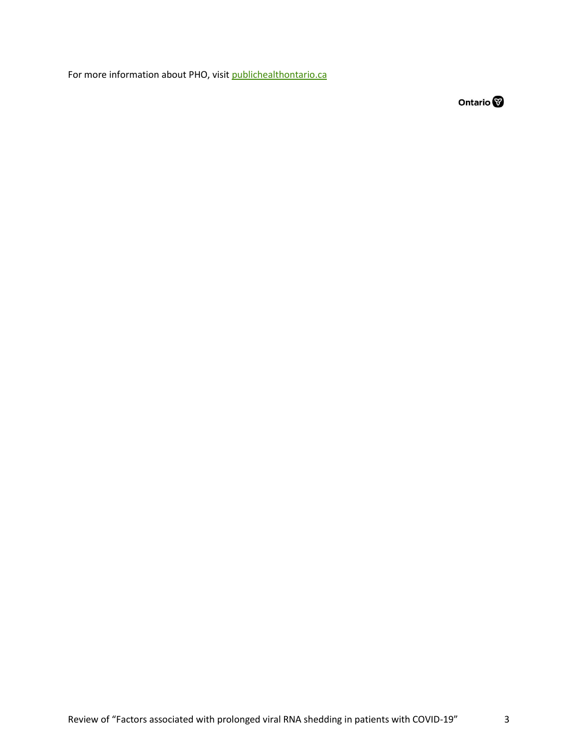For more information about PHO, visit [publichealthontario.ca](publichealthontario.ca)

Ontario